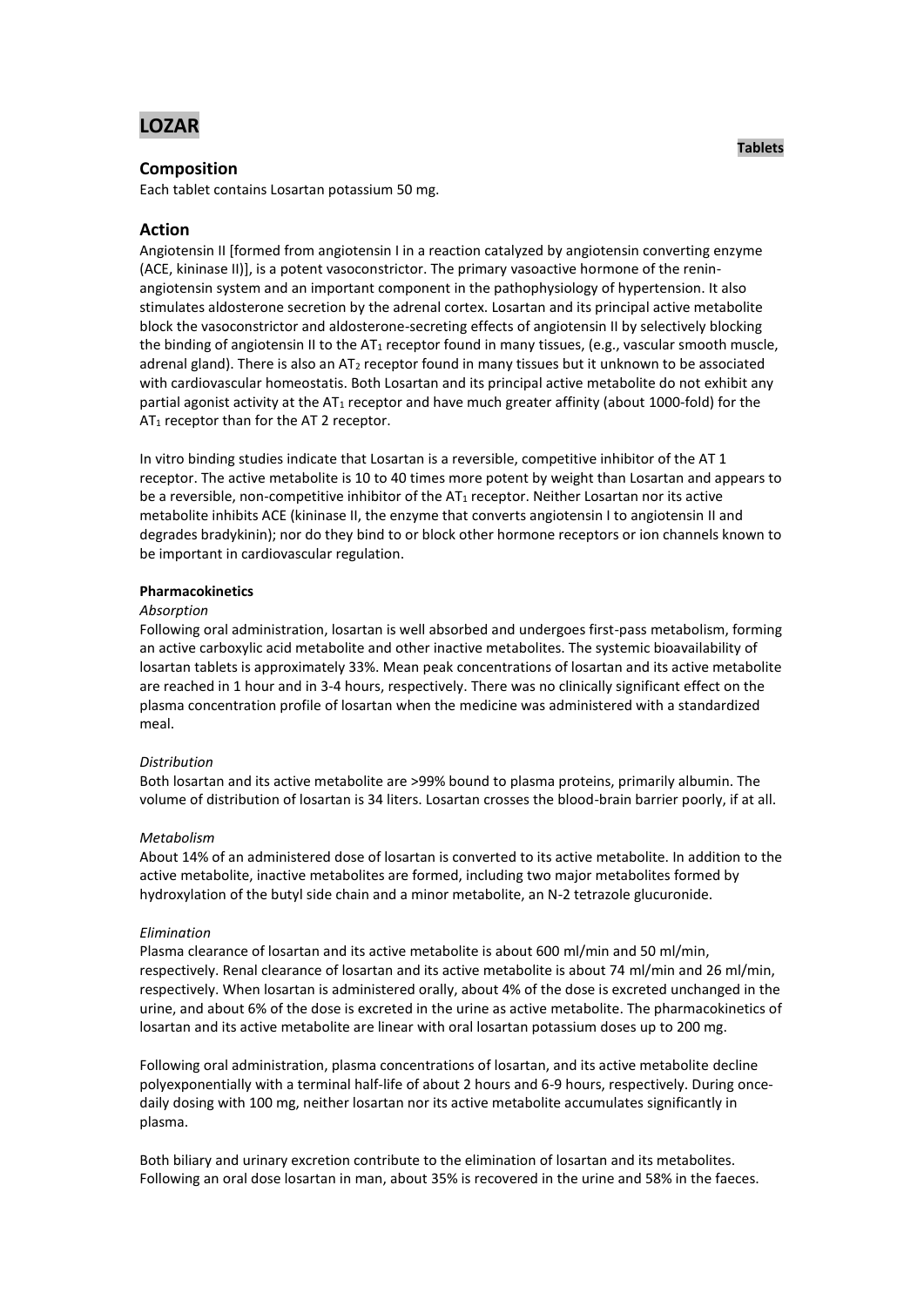# LOZAR

**Tablets**

## Composition

Each tablet contains Losartan potassium 50 mg.

## Action

Angiotensin II [formed from angiotensin I in a reaction catalyzed by angiotensin converting enzyme (ACE, kininase II)], is a potent vasoconstrictor. The primary vasoactive hormone of the renin-angiotensin system and an important component in the pathophysiology of hypertension. It also stimulates aldosterone secretion by the adrenal cortex. Losartan and its principal active metabolite block the vasoconstrictor and aldosterone-secreting effects of angiotensin II by selectively blocking the binding of angiotensin II to the $AT_1$ receptor found in many tissues, (e.g., vascular smooth muscle, adrenal gland). There is also an $AT_2$ receptor found in many tissues but it unknown to be associated with cardiovascular homeostatis. Both Losartan and its principal active metabolite do not exhibit any partial agonist activity at the $AT_1$ receptor and have much greater affinity (about 1000-fold) for the $AT_1$ receptor than for the AT 2 receptor.

In vitro binding studies indicate that Losartan is a reversible, competitive inhibitor of the AT 1 receptor. The active metabolite is 10 to 40 times more potent by weight than Losartan and appears to be a reversible, non-competitive inhibitor of the $AT_1$ receptor. Neither Losartan nor its active metabolite inhibits ACE (kininase II, the enzyme that converts angiotensin I to angiotensin II and degrades bradykinin); nor do they bind to or block other hormone receptors or ion channels known to be important in cardiovascular regulation.

**Pharmacokinetics**

*Absorption*

Following oral administration, losartan is well absorbed and undergoes first-pass metabolism, forming an active carboxylic acid metabolite and other inactive metabolites. The systemic bioavailability of losartan tablets is approximately 33%. Mean peak concentrations of losartan and its active metabolite are reached in 1 hour and in 3-4 hours, respectively. There was no clinically significant effect on the plasma concentration profile of losartan when the medicine was administered with a standardized meal.

*Distribution*

Both losartan and its active metabolite are >99% bound to plasma proteins, primarily albumin. The volume of distribution of losartan is 34 liters. Losartan crosses the blood-brain barrier poorly, if at all.

*Metabolism*

About 14% of an administered dose of losartan is converted to its active metabolite. In addition to the active metabolite, inactive metabolites are formed, including two major metabolites formed by hydroxylation of the butyl side chain and a minor metabolite, an N-2 tetrazole glucuronide.

*Elimination*

Plasma clearance of losartan and its active metabolite is about 600 ml/min and 50 ml/min, respectively. Renal clearance of losartan and its active metabolite is about 74 ml/min and 26 ml/min, respectively. When losartan is administered orally, about 4% of the dose is excreted unchanged in the urine, and about 6% of the dose is excreted in the urine as active metabolite. The pharmacokinetics of losartan and its active metabolite are linear with oral losartan potassium doses up to 200 mg.

Following oral administration, plasma concentrations of losartan, and its active metabolite decline polyexponentially with a terminal half-life of about 2 hours and 6-9 hours, respectively. During once-daily dosing with 100 mg, neither losartan nor its active metabolite accumulates significantly in plasma.

Both biliary and urinary excretion contribute to the elimination of losartan and its metabolites. Following an oral dose losartan in man, about 35% is recovered in the urine and 58% in the faeces.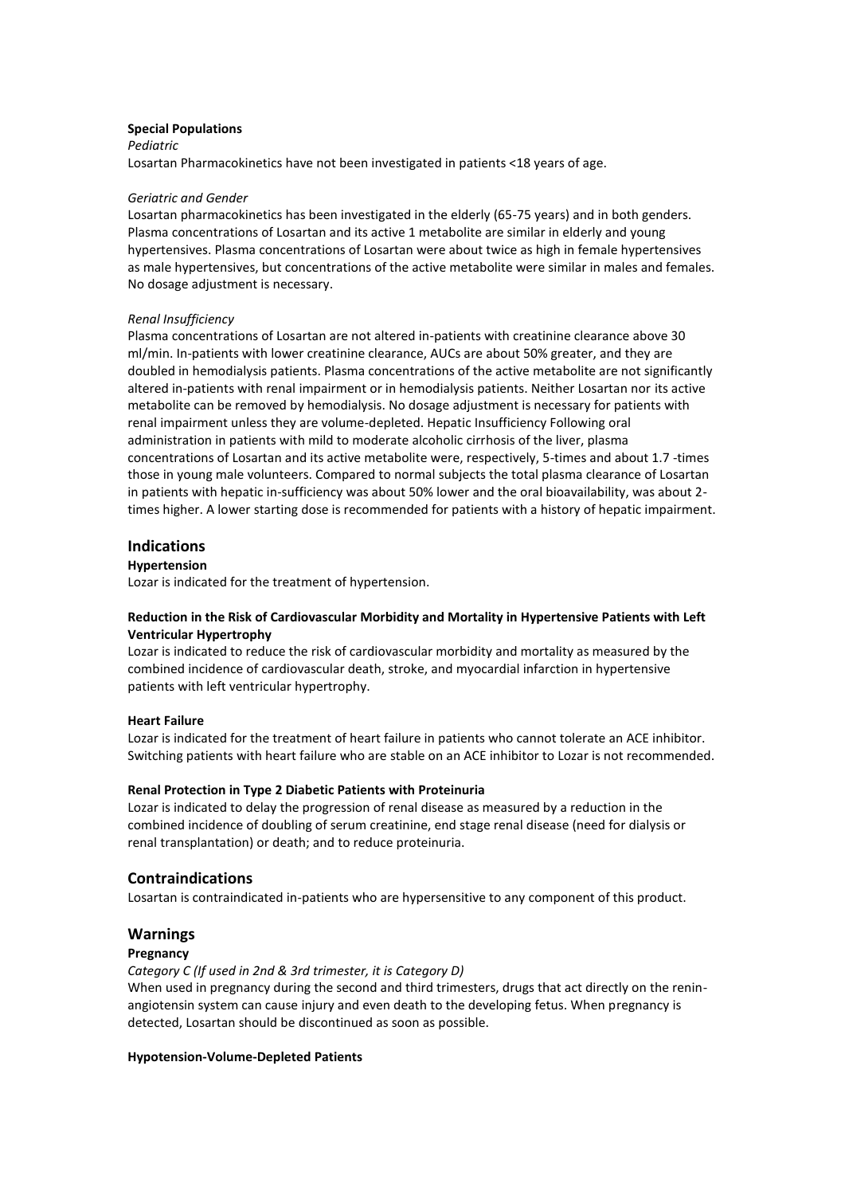**Special Populations**

*Pediatric*

Losartan Pharmacokinetics have not been investigated in patients <18 years of age.

*Geriatric and Gender*

Losartan pharmacokinetics has been investigated in the elderly (65-75 years) and in both genders. Plasma concentrations of Losartan and its active 1 metabolite are similar in elderly and young hypertensives. Plasma concentrations of Losartan were about twice as high in female hypertensives as male hypertensives, but concentrations of the active metabolite were similar in males and females. No dosage adjustment is necessary.

*Renal Insufficiency*

Plasma concentrations of Losartan are not altered in-patients with creatinine clearance above 30 ml/min. In-patients with lower creatinine clearance, AUCs are about 50% greater, and they are doubled in hemodialysis patients. Plasma concentrations of the active metabolite are not significantly altered in-patients with renal impairment or in hemodialysis patients. Neither Losartan nor its active metabolite can be removed by hemodialysis. No dosage adjustment is necessary for patients with renal impairment unless they are volume-depleted. Hepatic Insufficiency Following oral administration in patients with mild to moderate alcoholic cirrhosis of the liver, plasma concentrations of Losartan and its active metabolite were, respectively, 5-times and about 1.7 -times those in young male volunteers. Compared to normal subjects the total plasma clearance of Losartan in patients with hepatic in-sufficiency was about 50% lower and the oral bioavailability, was about 2-times higher. A lower starting dose is recommended for patients with a history of hepatic impairment.

## Indications

**Hypertension**

Lozar is indicated for the treatment of hypertension.

**Reduction in the Risk of Cardiovascular Morbidity and Mortality in Hypertensive Patients with Left Ventricular Hypertrophy**

Lozar is indicated to reduce the risk of cardiovascular morbidity and mortality as measured by the combined incidence of cardiovascular death, stroke, and myocardial infarction in hypertensive patients with left ventricular hypertrophy.

**Heart Failure**

Lozar is indicated for the treatment of heart failure in patients who cannot tolerate an ACE inhibitor. Switching patients with heart failure who are stable on an ACE inhibitor to Lozar is not recommended.

**Renal Protection in Type 2 Diabetic Patients with Proteinuria**

Lozar is indicated to delay the progression of renal disease as measured by a reduction in the combined incidence of doubling of serum creatinine, end stage renal disease (need for dialysis or renal transplantation) or death; and to reduce proteinuria.

## Contraindications

Losartan is contraindicated in-patients who are hypersensitive to any component of this product.

## Warnings

**Pregnancy**

*Category C (If used in 2nd & 3rd trimester, it is Category D)*

When used in pregnancy during the second and third trimesters, drugs that act directly on the renin-angiotensin system can cause injury and even death to the developing fetus. When pregnancy is detected, Losartan should be discontinued as soon as possible.

**Hypotension-Volume-Depleted Patients**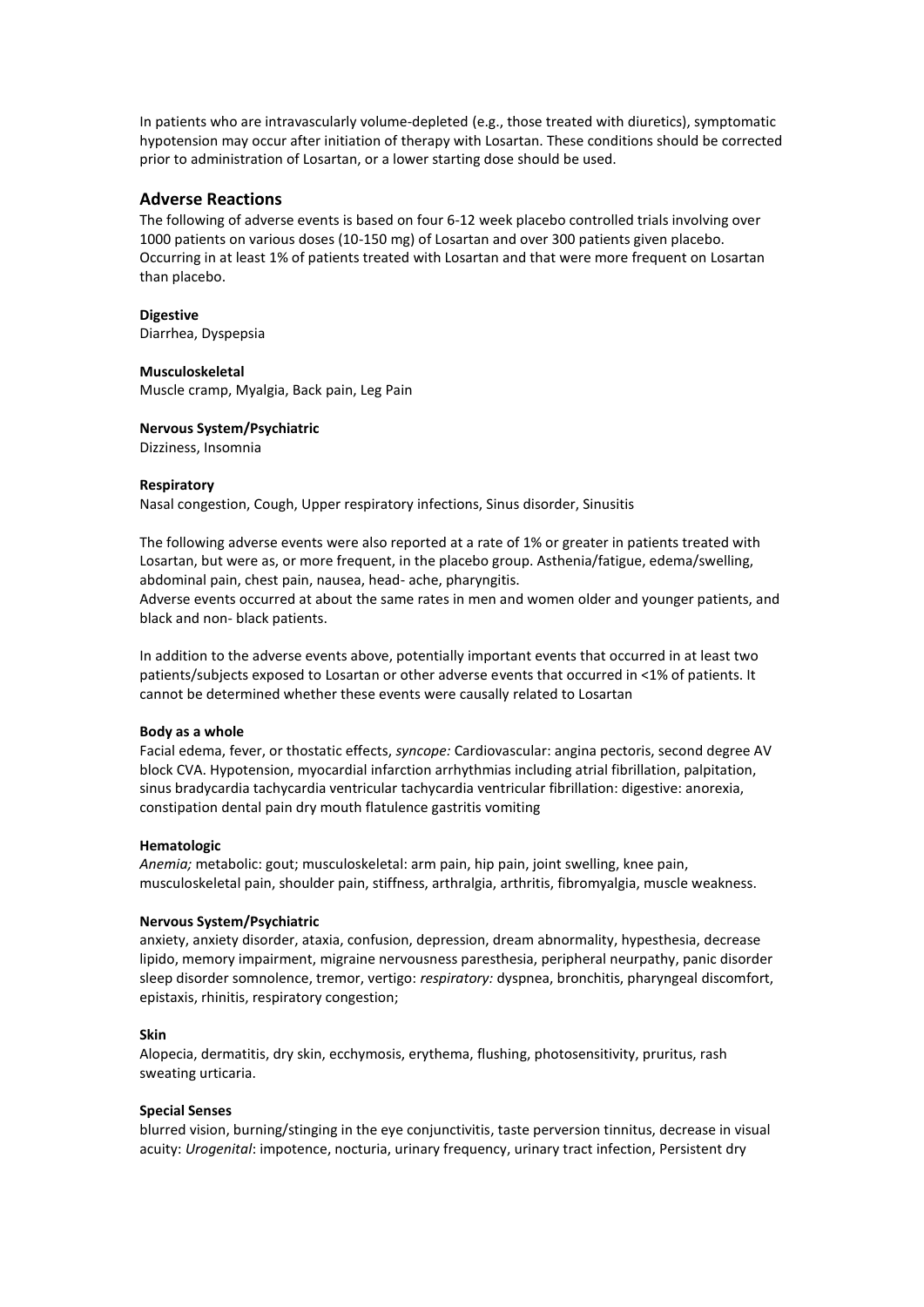In patients who are intravascularly volume-depleted (e.g., those treated with diuretics), symptomatic hypotension may occur after initiation of therapy with Losartan. These conditions should be corrected prior to administration of Losartan, or a lower starting dose should be used.

## Adverse Reactions

The following of adverse events is based on four 6-12 week placebo controlled trials involving over 1000 patients on various doses (10-150 mg) of Losartan and over 300 patients given placebo. Occurring in at least 1% of patients treated with Losartan and that were more frequent on Losartan than placebo.

**Digestive**
Diarrhea, Dyspepsia

**Musculoskeletal**
Muscle cramp, Myalgia, Back pain, Leg Pain

**Nervous System/Psychiatric**
Dizziness, Insomnia

**Respiratory**
Nasal congestion, Cough, Upper respiratory infections, Sinus disorder, Sinusitis

The following adverse events were also reported at a rate of 1% or greater in patients treated with Losartan, but were as, or more frequent, in the placebo group. Asthenia/fatigue, edema/swelling, abdominal pain, chest pain, nausea, head- ache, pharyngitis.
Adverse events occurred at about the same rates in men and women older and younger patients, and black and non- black patients.

In addition to the adverse events above, potentially important events that occurred in at least two patients/subjects exposed to Losartan or other adverse events that occurred in <1% of patients. It cannot be determined whether these events were causally related to Losartan

**Body as a whole**
Facial edema, fever, or thostatic effects, *syncope:* Cardiovascular: angina pectoris, second degree AV block CVA. Hypotension, myocardial infarction arrhythmias including atrial fibrillation, palpitation, sinus bradycardia tachycardia ventricular tachycardia ventricular fibrillation: digestive: anorexia, constipation dental pain dry mouth flatulence gastritis vomiting

**Hematologic**
*Anemia;* metabolic: gout; musculoskeletal: arm pain, hip pain, joint swelling, knee pain, musculoskeletal pain, shoulder pain, stiffness, arthralgia, arthritis, fibromyalgia, muscle weakness.

**Nervous System/Psychiatric**
anxiety, anxiety disorder, ataxia, confusion, depression, dream abnormality, hypesthesia, decrease lipido, memory impairment, migraine nervousness paresthesia, peripheral neurpathy, panic disorder sleep disorder somnolence, tremor, vertigo: *respiratory:* dyspnea, bronchitis, pharyngeal discomfort, epistaxis, rhinitis, respiratory congestion;

**Skin**
Alopecia, dermatitis, dry skin, ecchymosis, erythema, flushing, photosensitivity, pruritus, rash sweating urticaria.

**Special Senses**
blurred vision, burning/stinging in the eye conjunctivitis, taste perversion tinnitus, decrease in visual acuity: *Urogenital*: impotence, nocturia, urinary frequency, urinary tract infection, Persistent dry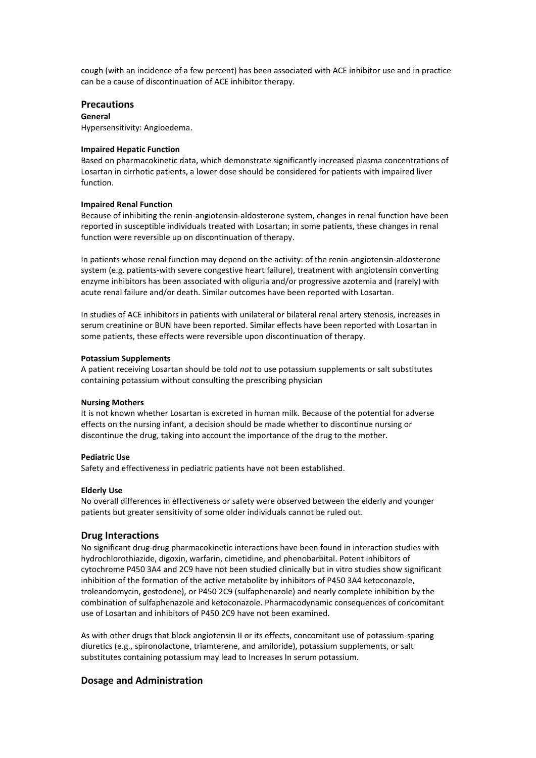cough (with an incidence of a few percent) has been associated with ACE inhibitor use and in practice can be a cause of discontinuation of ACE inhibitor therapy.

## Precautions

**General**

Hypersensitivity: Angioedema.

**Impaired Hepatic Function**

Based on pharmacokinetic data, which demonstrate significantly increased plasma concentrations of Losartan in cirrhotic patients, a lower dose should be considered for patients with impaired liver function.

**Impaired Renal Function**

Because of inhibiting the renin-angiotensin-aldosterone system, changes in renal function have been reported in susceptible individuals treated with Losartan; in some patients, these changes in renal function were reversible up on discontinuation of therapy.

In patients whose renal function may depend on the activity: of the renin-angiotensin-aldosterone system (e.g. patients-with severe congestive heart failure), treatment with angiotensin converting enzyme inhibitors has been associated with oliguria and/or progressive azotemia and (rarely) with acute renal failure and/or death. Similar outcomes have been reported with Losartan.

In studies of ACE inhibitors in patients with unilateral or bilateral renal artery stenosis, increases in serum creatinine or BUN have been reported. Similar effects have been reported with Losartan in some patients, these effects were reversible upon discontinuation of therapy.

**Potassium Supplements**

A patient receiving Losartan should be told *not* to use potassium supplements or salt substitutes containing potassium without consulting the prescribing physician

**Nursing Mothers**

It is not known whether Losartan is excreted in human milk. Because of the potential for adverse effects on the nursing infant, a decision should be made whether to discontinue nursing or discontinue the drug, taking into account the importance of the drug to the mother.

**Pediatric Use**

Safety and effectiveness in pediatric patients have not been established.

**Elderly Use**

No overall differences in effectiveness or safety were observed between the elderly and younger patients but greater sensitivity of some older individuals cannot be ruled out.

## Drug Interactions

No significant drug-drug pharmacokinetic interactions have been found in interaction studies with hydrochlorothiazide, digoxin, warfarin, cimetidine, and phenobarbital. Potent inhibitors of cytochrome P450 3A4 and 2C9 have not been studied clinically but in vitro studies show significant inhibition of the formation of the active metabolite by inhibitors of P450 3A4 ketoconazole, troleandomycin, gestodene), or P450 2C9 (sulfaphenazole) and nearly complete inhibition by the combination of sulfaphenazole and ketoconazole. Pharmacodynamic consequences of concomitant use of Losartan and inhibitors of P450 2C9 have not been examined.

As with other drugs that block angiotensin II or its effects, concomitant use of potassium-sparing diuretics (e.g., spironolactone, triamterene, and amiloride), potassium supplements, or salt substitutes containing potassium may lead to Increases In serum potassium.

## Dosage and Administration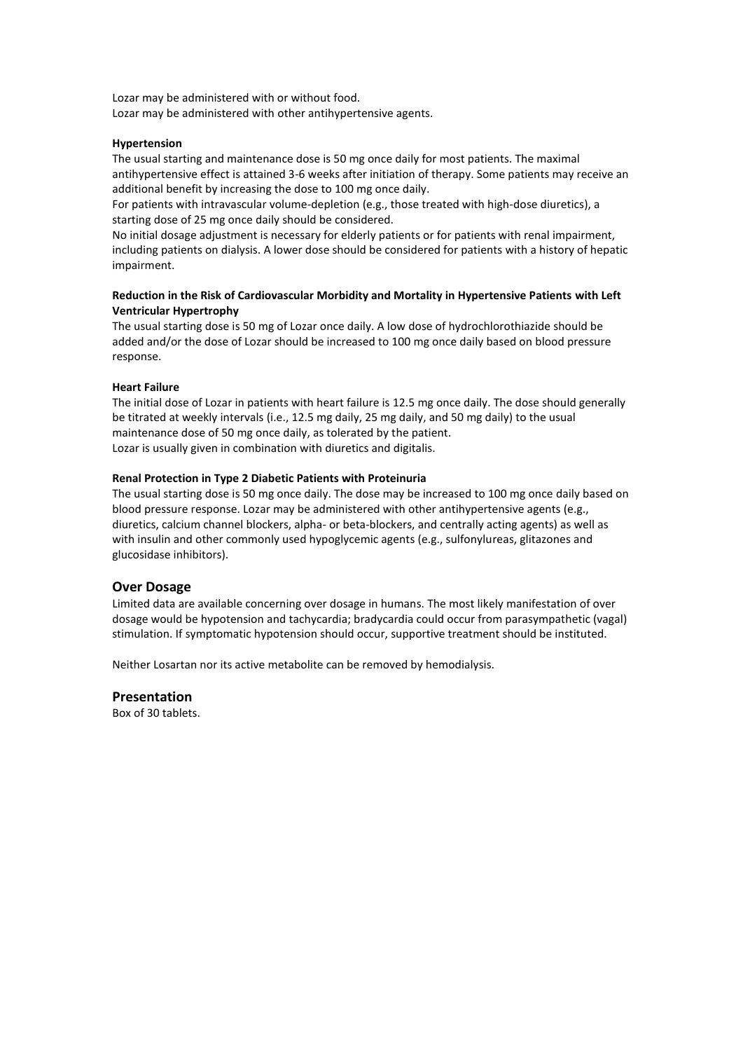Lozar may be administered with or without food.
Lozar may be administered with other antihypertensive agents.

**Hypertension**

The usual starting and maintenance dose is 50 mg once daily for most patients. The maximal antihypertensive effect is attained 3-6 weeks after initiation of therapy. Some patients may receive an additional benefit by increasing the dose to 100 mg once daily.
For patients with intravascular volume-depletion (e.g., those treated with high-dose diuretics), a starting dose of 25 mg once daily should be considered.
No initial dosage adjustment is necessary for elderly patients or for patients with renal impairment, including patients on dialysis. A lower dose should be considered for patients with a history of hepatic impairment.

**Reduction in the Risk of Cardiovascular Morbidity and Mortality in Hypertensive Patients with Left Ventricular Hypertrophy**

The usual starting dose is 50 mg of Lozar once daily. A low dose of hydrochlorothiazide should be added and/or the dose of Lozar should be increased to 100 mg once daily based on blood pressure response.

**Heart Failure**

The initial dose of Lozar in patients with heart failure is 12.5 mg once daily. The dose should generally be titrated at weekly intervals (i.e., 12.5 mg daily, 25 mg daily, and 50 mg daily) to the usual maintenance dose of 50 mg once daily, as tolerated by the patient.
Lozar is usually given in combination with diuretics and digitalis.

**Renal Protection in Type 2 Diabetic Patients with Proteinuria**

The usual starting dose is 50 mg once daily. The dose may be increased to 100 mg once daily based on blood pressure response. Lozar may be administered with other antihypertensive agents (e.g., diuretics, calcium channel blockers, alpha- or beta-blockers, and centrally acting agents) as well as with insulin and other commonly used hypoglycemic agents (e.g., sulfonylureas, glitazones and glucosidase inhibitors).

## Over Dosage

Limited data are available concerning over dosage in humans. The most likely manifestation of over dosage would be hypotension and tachycardia; bradycardia could occur from parasympathetic (vagal) stimulation. If symptomatic hypotension should occur, supportive treatment should be instituted.

Neither Losartan nor its active metabolite can be removed by hemodialysis.

## Presentation

Box of 30 tablets.